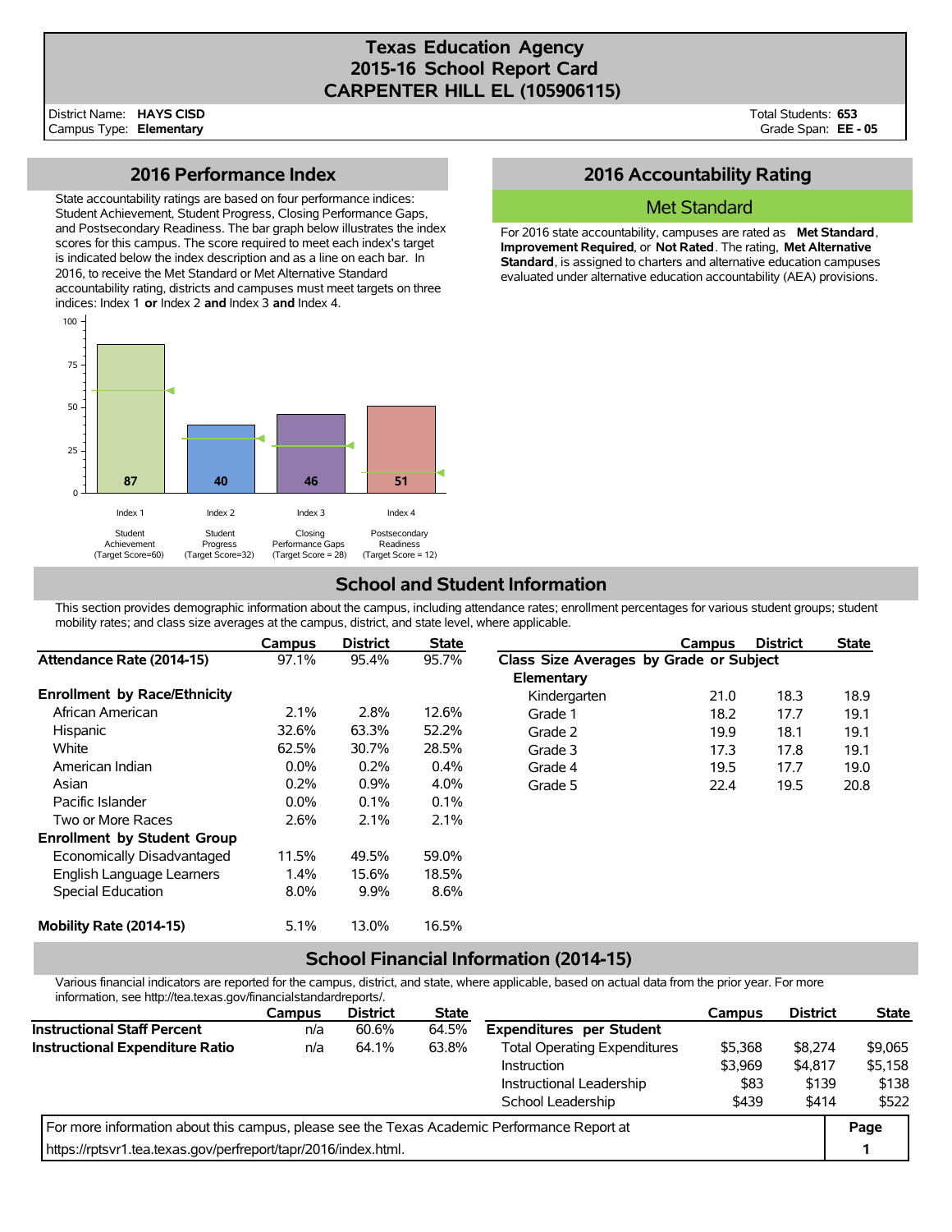# Texas Education Agency
# 2015-16 School Report Card
# CARPENTER HILL EL (105906115)

District Name: **HAYS CISD**
Campus Type: **Elementary**

Total Students: **653**
Grade Span: **EE - 05**

## 2016 Performance Index

State accountability ratings are based on four performance indices: Student Achievement, Student Progress, Closing Performance Gaps, and Postsecondary Readiness. The bar graph below illustrates the index scores for this campus. The score required to meet each index's target is indicated below the index description and as a line on each bar. In 2016, to receive the Met Standard or Met Alternative Standard accountability rating, districts and campuses must meet targets on three indices: Index 1 **or** Index 2 **and** Index 3 **and** Index 4.

| Index | Description | Score | Target Score |
|---|---|---|---|
| Index 1 | Student Achievement | 87 | 60 |
| Index 2 | Student Progress | 40 | 32 |
| Index 3 | Closing Performance Gaps | 46 | 28 |
| Index 4 | Postsecondary Readiness | 51 | 12 |

## 2016 Accountability Rating

**Met Standard**

For 2016 state accountability, campuses are rated as **Met Standard**, **Improvement Required**, or **Not Rated**. The rating, **Met Alternative Standard**, is assigned to charters and alternative education campuses evaluated under alternative education accountability (AEA) provisions.

## School and Student Information

This section provides demographic information about the campus, including attendance rates; enrollment percentages for various student groups; student mobility rates; and class size averages at the campus, district, and state level, where applicable.

| | Campus | District | State |
|---|---|---|---|
| **Attendance Rate (2014-15)** | 97.1% | 95.4% | 95.7% |
| **Enrollment by Race/Ethnicity** | | | |
| African American | 2.1% | 2.8% | 12.6% |
| Hispanic | 32.6% | 63.3% | 52.2% |
| White | 62.5% | 30.7% | 28.5% |
| American Indian | 0.0% | 0.2% | 0.4% |
| Asian | 0.2% | 0.9% | 4.0% |
| Pacific Islander | 0.0% | 0.1% | 0.1% |
| Two or More Races | 2.6% | 2.1% | 2.1% |
| **Enrollment by Student Group** | | | |
| Economically Disadvantaged | 11.5% | 49.5% | 59.0% |
| English Language Learners | 1.4% | 15.6% | 18.5% |
| Special Education | 8.0% | 9.9% | 8.6% |
| **Mobility Rate (2014-15)** | 5.1% | 13.0% | 16.5% |

| | Campus | District | State |
|---|---|---|---|
| **Class Size Averages by Grade or Subject** | | | |
| **Elementary** | | | |
| Kindergarten | 21.0 | 18.3 | 18.9 |
| Grade 1 | 18.2 | 17.7 | 19.1 |
| Grade 2 | 19.9 | 18.1 | 19.1 |
| Grade 3 | 17.3 | 17.8 | 19.1 |
| Grade 4 | 19.5 | 17.7 | 19.0 |
| Grade 5 | 22.4 | 19.5 | 20.8 |

## School Financial Information (2014-15)

Various financial indicators are reported for the campus, district, and state, where applicable, based on actual data from the prior year. For more information, see http://tea.texas.gov/financialstandardreports/.

| | Campus | District | State |
|---|---|---|---|
| **Instructional Staff Percent** | n/a | 60.6% | 64.5% |
| **Instructional Expenditure Ratio** | n/a | 64.1% | 63.8% |

| | Campus | District | State |
|---|---|---|---|
| **Expenditures per Student** | | | |
| Total Operating Expenditures | $5,368 | $8,274 | $9,065 |
| Instruction | $3,969 | $4,817 | $5,158 |
| Instructional Leadership | $83 | $139 | $138 |
| School Leadership | $439 | $414 | $522 |

For more information about this campus, please see the Texas Academic Performance Report at https://rptsvr1.tea.texas.gov/perfreport/tapr/2016/index.html.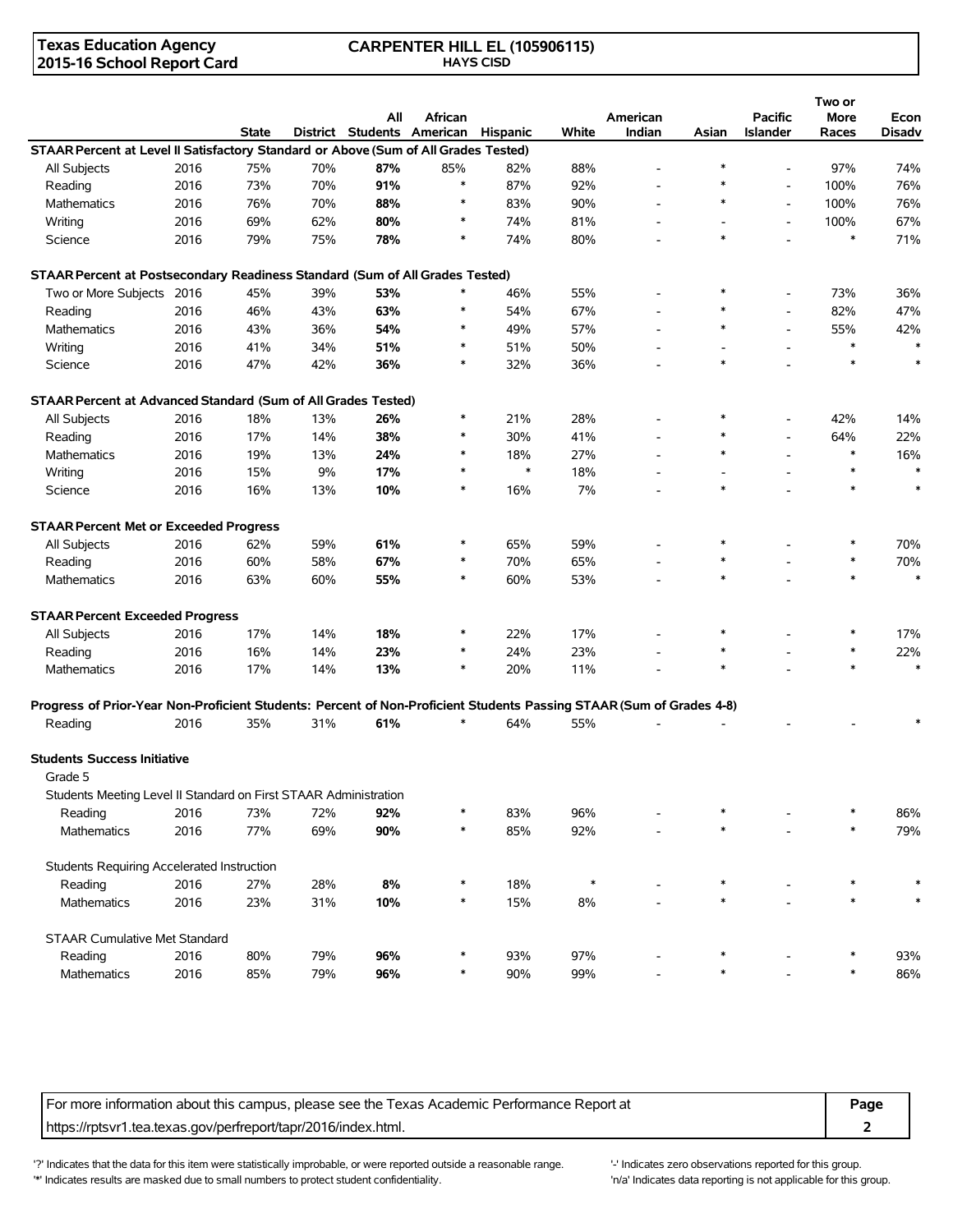**Texas Education Agency**
**2015-16 School Report Card**

**CARPENTER HILL EL (105906115)**
**HAYS CISD**

| | | State | District | All Students | African American | Hispanic | White | American Indian | Asian | Pacific Islander | Two or More Races | Econ Disadv |
|---|---|---|---|---|---|---|---|---|---|---|---|---|
| **STAAR Percent at Level II Satisfactory Standard or Above (Sum of All Grades Tested)** | | | | | | | | | | | | |
| All Subjects | 2016 | 75% | 70% | **87%** | 85% | 82% | 88% | - | * | - | 97% | 74% |
| Reading | 2016 | 73% | 70% | **91%** | * | 87% | 92% | - | * | - | 100% | 76% |
| Mathematics | 2016 | 76% | 70% | **88%** | * | 83% | 90% | - | * | - | 100% | 76% |
| Writing | 2016 | 69% | 62% | **80%** | * | 74% | 81% | - | - | - | 100% | 67% |
| Science | 2016 | 79% | 75% | **78%** | * | 74% | 80% | - | * | - | * | 71% |
| **STAAR Percent at Postsecondary Readiness Standard (Sum of All Grades Tested)** | | | | | | | | | | | | |
| Two or More Subjects | 2016 | 45% | 39% | **53%** | * | 46% | 55% | - | * | - | 73% | 36% |
| Reading | 2016 | 46% | 43% | **63%** | * | 54% | 67% | - | * | - | 82% | 47% |
| Mathematics | 2016 | 43% | 36% | **54%** | * | 49% | 57% | - | * | - | 55% | 42% |
| Writing | 2016 | 41% | 34% | **51%** | * | 51% | 50% | - | - | - | * | * |
| Science | 2016 | 47% | 42% | **36%** | * | 32% | 36% | - | * | - | * | * |
| **STAAR Percent at Advanced Standard (Sum of All Grades Tested)** | | | | | | | | | | | | |
| All Subjects | 2016 | 18% | 13% | **26%** | * | 21% | 28% | - | * | - | 42% | 14% |
| Reading | 2016 | 17% | 14% | **38%** | * | 30% | 41% | - | * | - | 64% | 22% |
| Mathematics | 2016 | 19% | 13% | **24%** | * | 18% | 27% | - | * | - | * | 16% |
| Writing | 2016 | 15% | 9% | **17%** | * | * | 18% | - | - | - | * | * |
| Science | 2016 | 16% | 13% | **10%** | * | 16% | 7% | - | * | - | * | * |
| **STAAR Percent Met or Exceeded Progress** | | | | | | | | | | | | |
| All Subjects | 2016 | 62% | 59% | **61%** | * | 65% | 59% | - | * | - | * | 70% |
| Reading | 2016 | 60% | 58% | **67%** | * | 70% | 65% | - | * | - | * | 70% |
| Mathematics | 2016 | 63% | 60% | **55%** | * | 60% | 53% | - | * | - | * | * |
| **STAAR Percent Exceeded Progress** | | | | | | | | | | | | |
| All Subjects | 2016 | 17% | 14% | **18%** | * | 22% | 17% | - | * | - | * | 17% |
| Reading | 2016 | 16% | 14% | **23%** | * | 24% | 23% | - | * | - | * | 22% |
| Mathematics | 2016 | 17% | 14% | **13%** | * | 20% | 11% | - | * | - | * | * |
| **Progress of Prior-Year Non-Proficient Students: Percent of Non-Proficient Students Passing STAAR (Sum of Grades 4-8)** | | | | | | | | | | | | |
| Reading | 2016 | 35% | 31% | **61%** | * | 64% | 55% | - | - | - | - | * |
| **Students Success Initiative** | | | | | | | | | | | | |
| Grade 5 | | | | | | | | | | | | |
| Students Meeting Level II Standard on First STAAR Administration | | | | | | | | | | | | |
| Reading | 2016 | 73% | 72% | **92%** | * | 83% | 96% | - | * | - | * | 86% |
| Mathematics | 2016 | 77% | 69% | **90%** | * | 85% | 92% | - | * | - | * | 79% |
| Students Requiring Accelerated Instruction | | | | | | | | | | | | |
| Reading | 2016 | 27% | 28% | **8%** | * | 18% | * | - | * | - | * | * |
| Mathematics | 2016 | 23% | 31% | **10%** | * | 15% | 8% | - | * | - | * | * |
| STAAR Cumulative Met Standard | | | | | | | | | | | | |
| Reading | 2016 | 80% | 79% | **96%** | * | 93% | 97% | - | * | - | * | 93% |
| Mathematics | 2016 | 85% | 79% | **96%** | * | 90% | 99% | - | * | - | * | 86% |

For more information about this campus, please see the Texas Academic Performance Report at https://rptsvr1.tea.texas.gov/perfreport/tapr/2016/index.html.

'?' Indicates that the data for this item were statistically improbable, or were reported outside a reasonable range.
'*' Indicates results are masked due to small numbers to protect student confidentiality.
'-' Indicates zero observations reported for this group.
'n/a' Indicates data reporting is not applicable for this group.